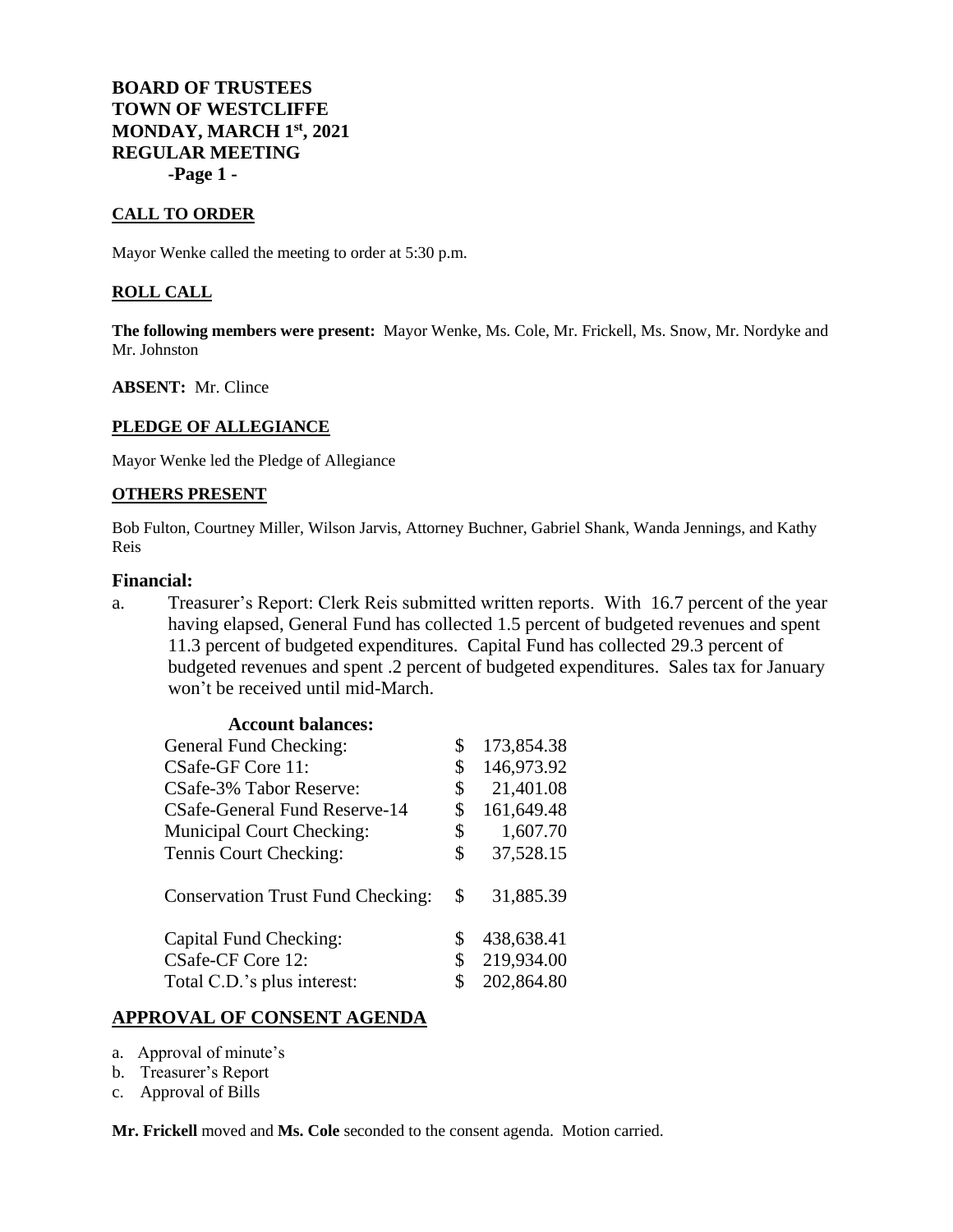**BOARD OF TRUSTEES**
**TOWN OF WESTCLIFFE**
**MONDAY, MARCH 1st, 2021**
**REGULAR MEETING**

## CALL TO ORDER

Mayor Wenke called the meeting to order at 5:30 p.m.

## ROLL CALL

**The following members were present:** Mayor Wenke, Ms. Cole, Mr. Frickell, Ms. Snow, Mr. Nordyke and Mr. Johnston

**ABSENT:** Mr. Clince

## PLEDGE OF ALLEGIANCE

Mayor Wenke led the Pledge of Allegiance

## OTHERS PRESENT

Bob Fulton, Courtney Miller, Wilson Jarvis, Attorney Buchner, Gabriel Shank, Wanda Jennings, and Kathy Reis

## Financial:

a. Treasurer's Report: Clerk Reis submitted written reports. With 16.7 percent of the year having elapsed, General Fund has collected 1.5 percent of budgeted revenues and spent 11.3 percent of budgeted expenditures. Capital Fund has collected 29.3 percent of budgeted revenues and spent .2 percent of budgeted expenditures. Sales tax for January won't be received until mid-March.

**Account balances:**

| | |
|---|---|
| General Fund Checking: | $ 173,854.38 |
| CSafe-GF Core 11: | $ 146,973.92 |
| CSafe-3% Tabor Reserve: | $ 21,401.08 |
| CSafe-General Fund Reserve-14 | $ 161,649.48 |
| Municipal Court Checking: | $ 1,607.70 |
| Tennis Court Checking: | $ 37,528.15 |
| Conservation Trust Fund Checking: | $ 31,885.39 |
| Capital Fund Checking: | $ 438,638.41 |
| CSafe-CF Core 12: | $ 219,934.00 |
| Total C.D.'s plus interest: | $ 202,864.80 |

## APPROVAL OF CONSENT AGENDA

a. Approval of minute's
b. Treasurer's Report
c. Approval of Bills

**Mr. Frickell** moved and **Ms. Cole** seconded to the consent agenda. Motion carried.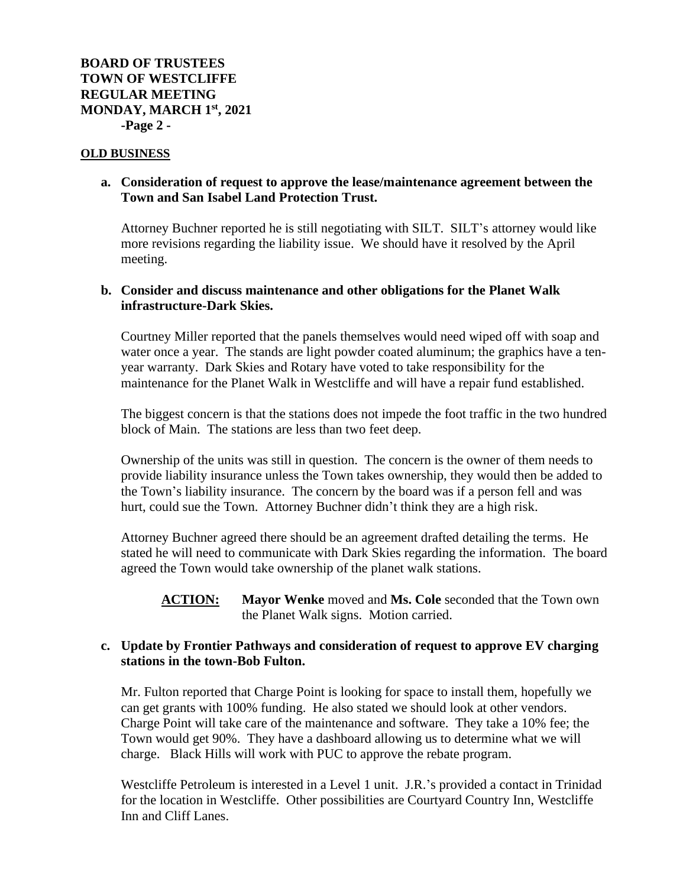**BOARD OF TRUSTEES**
**TOWN OF WESTCLIFFE**
**REGULAR MEETING**
**MONDAY, MARCH 1st, 2021**
**-Page 2 -**

## OLD BUSINESS

**a. Consideration of request to approve the lease/maintenance agreement between the Town and San Isabel Land Protection Trust.**

Attorney Buchner reported he is still negotiating with SILT. SILT's attorney would like more revisions regarding the liability issue. We should have it resolved by the April meeting.

**b. Consider and discuss maintenance and other obligations for the Planet Walk infrastructure-Dark Skies.**

Courtney Miller reported that the panels themselves would need wiped off with soap and water once a year. The stands are light powder coated aluminum; the graphics have a ten-year warranty. Dark Skies and Rotary have voted to take responsibility for the maintenance for the Planet Walk in Westcliffe and will have a repair fund established.

The biggest concern is that the stations does not impede the foot traffic in the two hundred block of Main. The stations are less than two feet deep.

Ownership of the units was still in question. The concern is the owner of them needs to provide liability insurance unless the Town takes ownership, they would then be added to the Town's liability insurance. The concern by the board was if a person fell and was hurt, could sue the Town. Attorney Buchner didn't think they are a high risk.

Attorney Buchner agreed there should be an agreement drafted detailing the terms. He stated he will need to communicate with Dark Skies regarding the information. The board agreed the Town would take ownership of the planet walk stations.

**ACTION:** **Mayor Wenke** moved and **Ms. Cole** seconded that the Town own the Planet Walk signs. Motion carried.

**c. Update by Frontier Pathways and consideration of request to approve EV charging stations in the town-Bob Fulton.**

Mr. Fulton reported that Charge Point is looking for space to install them, hopefully we can get grants with 100% funding. He also stated we should look at other vendors. Charge Point will take care of the maintenance and software. They take a 10% fee; the Town would get 90%. They have a dashboard allowing us to determine what we will charge. Black Hills will work with PUC to approve the rebate program.

Westcliffe Petroleum is interested in a Level 1 unit. J.R.'s provided a contact in Trinidad for the location in Westcliffe. Other possibilities are Courtyard Country Inn, Westcliffe Inn and Cliff Lanes.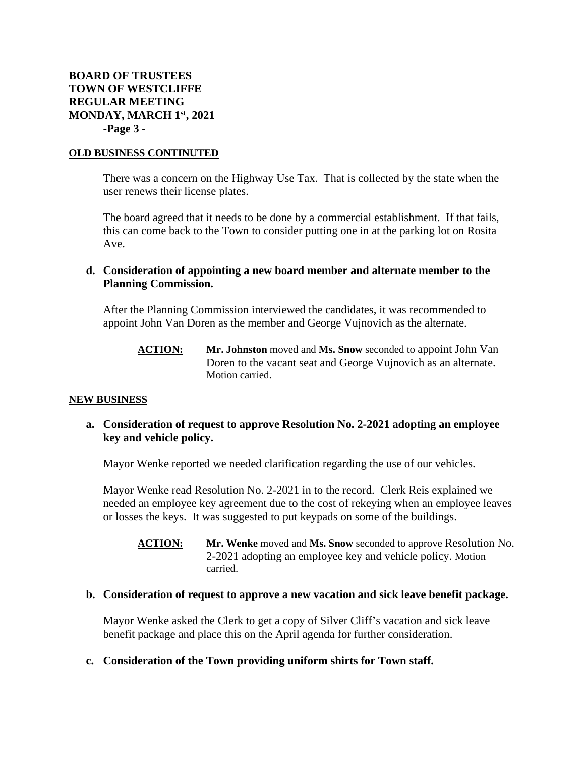**BOARD OF TRUSTEES**
**TOWN OF WESTCLIFFE**
**REGULAR MEETING**
**MONDAY, MARCH 1st, 2021**
**-Page 3 -**

**OLD BUSINESS CONTINUTED**

There was a concern on the Highway Use Tax. That is collected by the state when the user renews their license plates.

The board agreed that it needs to be done by a commercial establishment. If that fails, this can come back to the Town to consider putting one in at the parking lot on Rosita Ave.

**d. Consideration of appointing a new board member and alternate member to the Planning Commission.**

After the Planning Commission interviewed the candidates, it was recommended to appoint John Van Doren as the member and George Vujnovich as the alternate.

> **ACTION:** **Mr. Johnston** moved and **Ms. Snow** seconded to appoint John Van Doren to the vacant seat and George Vujnovich as an alternate. Motion carried.

**NEW BUSINESS**

**a. Consideration of request to approve Resolution No. 2-2021 adopting an employee key and vehicle policy.**

Mayor Wenke reported we needed clarification regarding the use of our vehicles.

Mayor Wenke read Resolution No. 2-2021 in to the record. Clerk Reis explained we needed an employee key agreement due to the cost of rekeying when an employee leaves or losses the keys. It was suggested to put keypads on some of the buildings.

> **ACTION:** **Mr. Wenke** moved and **Ms. Snow** seconded to approve Resolution No. 2-2021 adopting an employee key and vehicle policy. Motion carried.

**b. Consideration of request to approve a new vacation and sick leave benefit package.**

Mayor Wenke asked the Clerk to get a copy of Silver Cliff's vacation and sick leave benefit package and place this on the April agenda for further consideration.

**c. Consideration of the Town providing uniform shirts for Town staff.**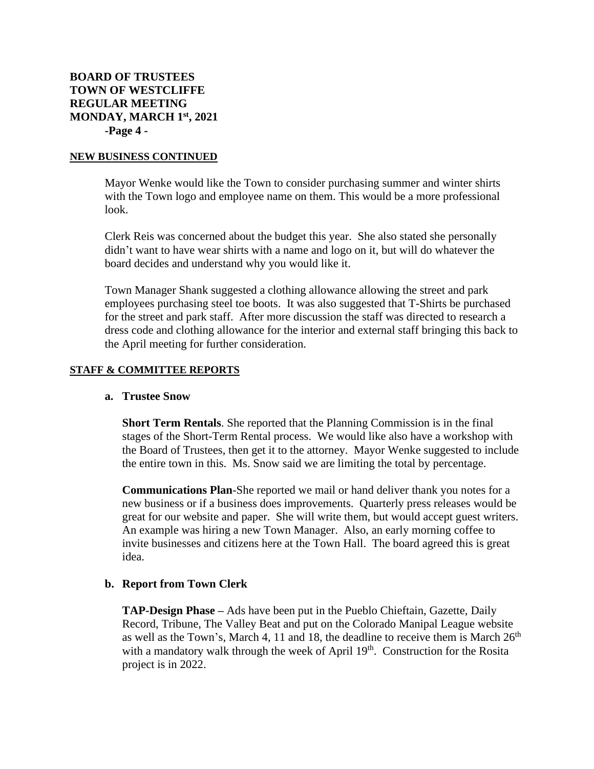**BOARD OF TRUSTEES**
**TOWN OF WESTCLIFFE**
**REGULAR MEETING**
**MONDAY, MARCH 1st, 2021**
**-Page 4 -**

**NEW BUSINESS CONTINUED**

Mayor Wenke would like the Town to consider purchasing summer and winter shirts with the Town logo and employee name on them. This would be a more professional look.

Clerk Reis was concerned about the budget this year. She also stated she personally didn't want to have wear shirts with a name and logo on it, but will do whatever the board decides and understand why you would like it.

Town Manager Shank suggested a clothing allowance allowing the street and park employees purchasing steel toe boots. It was also suggested that T-Shirts be purchased for the street and park staff. After more discussion the staff was directed to research a dress code and clothing allowance for the interior and external staff bringing this back to the April meeting for further consideration.

**STAFF & COMMITTEE REPORTS**

**a. Trustee Snow**

**Short Term Rentals**. She reported that the Planning Commission is in the final stages of the Short-Term Rental process. We would like also have a workshop with the Board of Trustees, then get it to the attorney. Mayor Wenke suggested to include the entire town in this. Ms. Snow said we are limiting the total by percentage.

**Communications Plan**-She reported we mail or hand deliver thank you notes for a new business or if a business does improvements. Quarterly press releases would be great for our website and paper. She will write them, but would accept guest writers. An example was hiring a new Town Manager. Also, an early morning coffee to invite businesses and citizens here at the Town Hall. The board agreed this is great idea.

**b. Report from Town Clerk**

**TAP-Design Phase –** Ads have been put in the Pueblo Chieftain, Gazette, Daily Record, Tribune, The Valley Beat and put on the Colorado Manipal League website as well as the Town's, March 4, 11 and 18, the deadline to receive them is March 26th with a mandatory walk through the week of April 19th. Construction for the Rosita project is in 2022.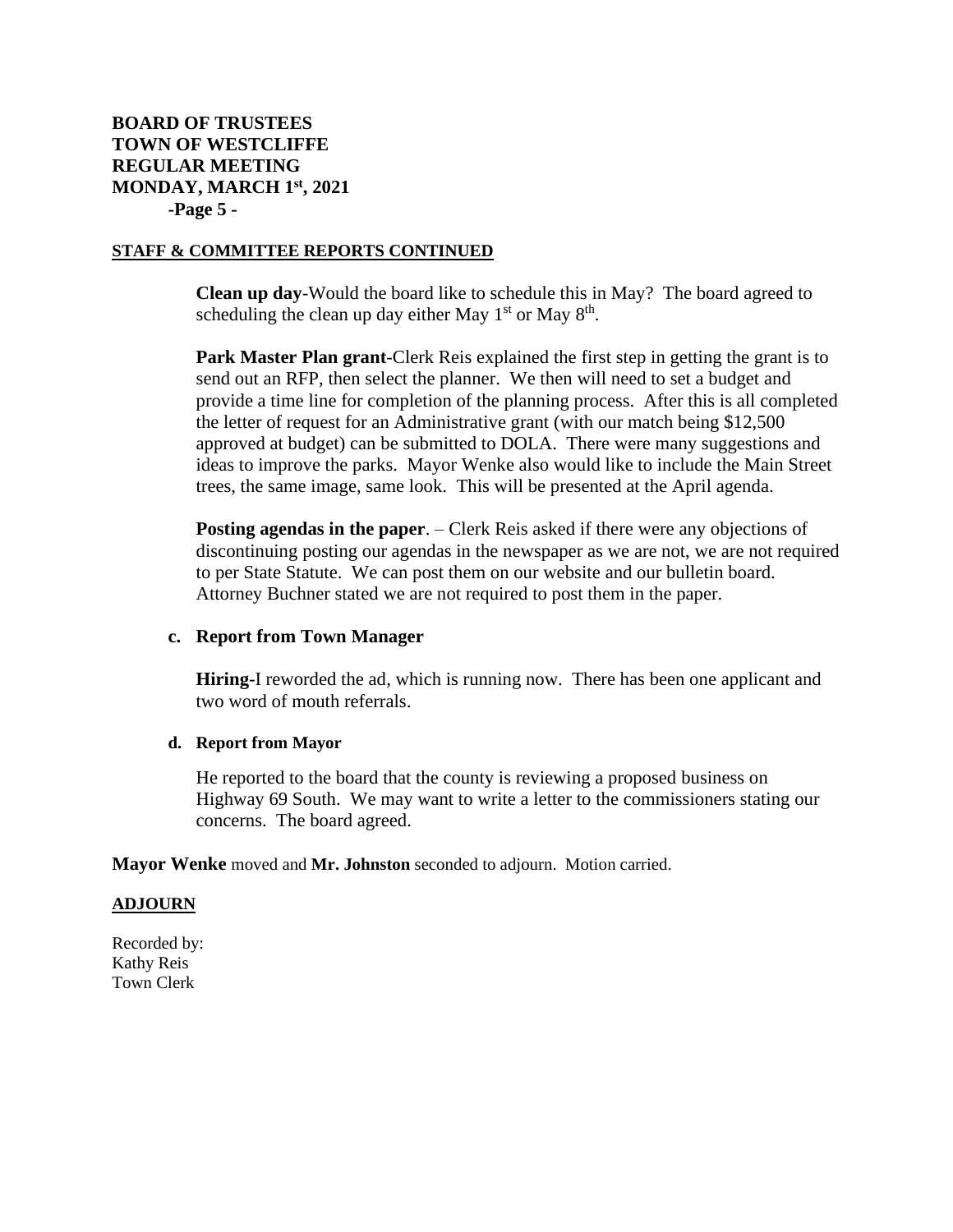**BOARD OF TRUSTEES**
**TOWN OF WESTCLIFFE**
**REGULAR MEETING**
**MONDAY, MARCH 1st, 2021**

## STAFF & COMMITTEE REPORTS CONTINUED

**Clean up day**-Would the board like to schedule this in May? The board agreed to scheduling the clean up day either May 1st or May 8th.

**Park Master Plan grant**-Clerk Reis explained the first step in getting the grant is to send out an RFP, then select the planner. We then will need to set a budget and provide a time line for completion of the planning process. After this is all completed the letter of request for an Administrative grant (with our match being $12,500 approved at budget) can be submitted to DOLA. There were many suggestions and ideas to improve the parks. Mayor Wenke also would like to include the Main Street trees, the same image, same look. This will be presented at the April agenda.

**Posting agendas in the paper**. – Clerk Reis asked if there were any objections of discontinuing posting our agendas in the newspaper as we are not, we are not required to per State Statute. We can post them on our website and our bulletin board. Attorney Buchner stated we are not required to post them in the paper.

### c. Report from Town Manager

**Hiring**-I reworded the ad, which is running now. There has been one applicant and two word of mouth referrals.

### d. Report from Mayor

He reported to the board that the county is reviewing a proposed business on Highway 69 South. We may want to write a letter to the commissioners stating our concerns. The board agreed.

**Mayor Wenke** moved and **Mr. Johnston** seconded to adjourn. Motion carried.

## ADJOURN

Recorded by:
Kathy Reis
Town Clerk